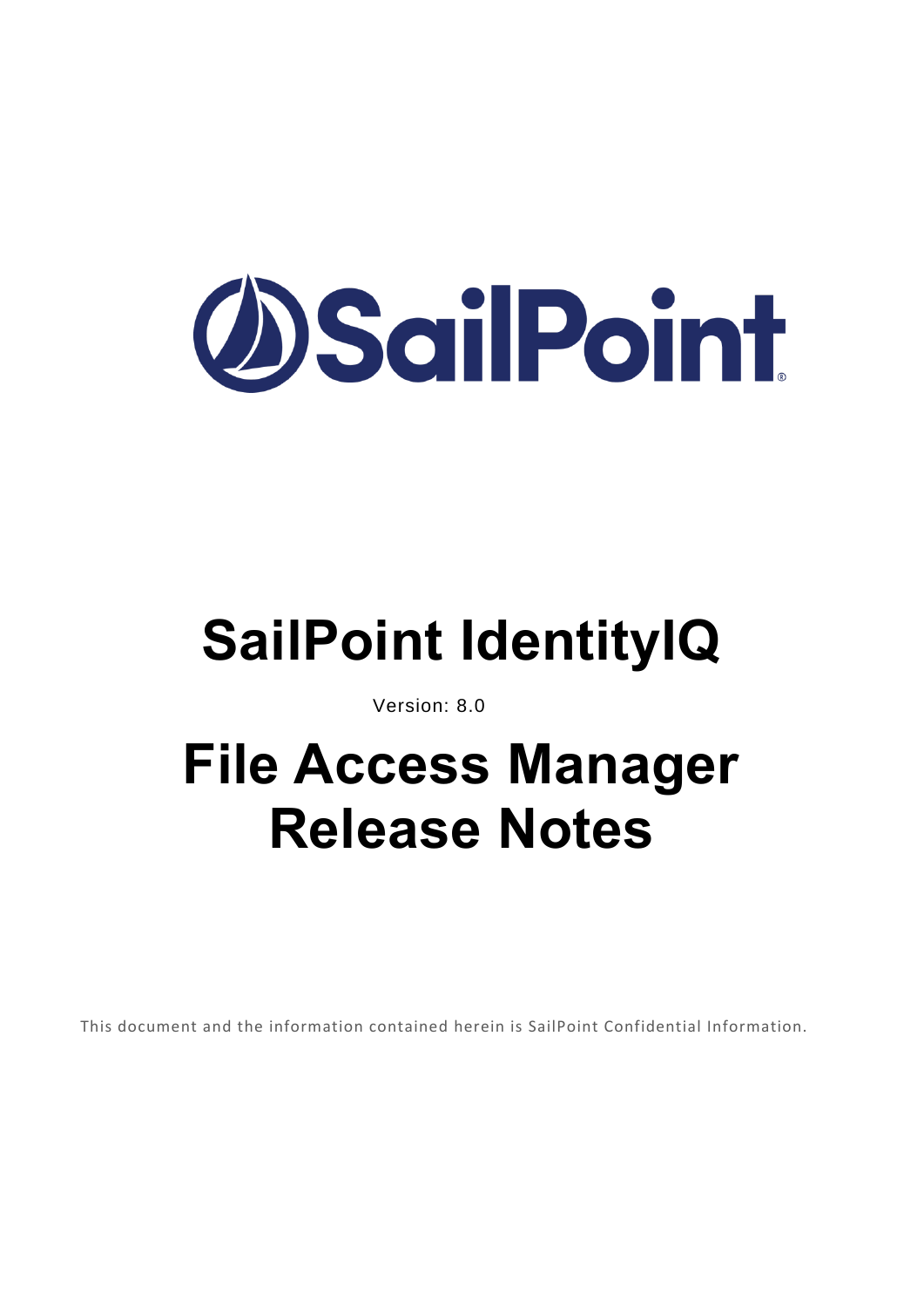# SailPoint IdentityIQ

Version: 8.0

# File Access Manager Release Notes

This document and the information contained herein is SailPoint Confidential Information.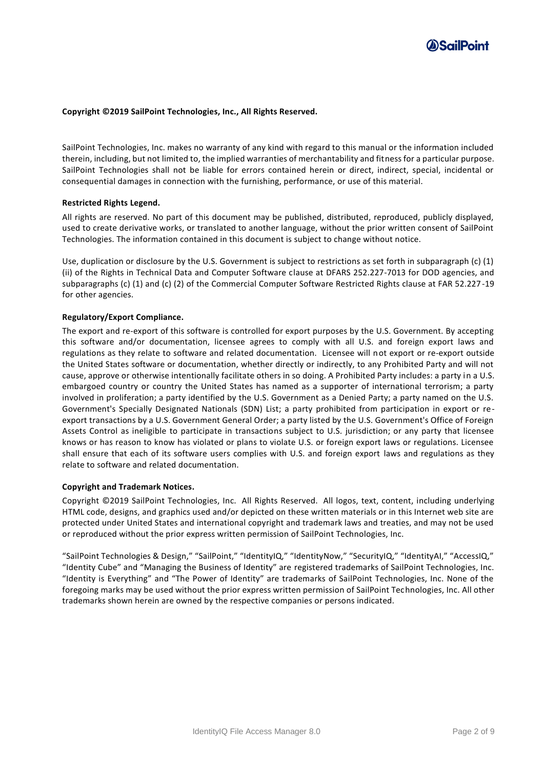**Copyright ©2019 SailPoint Technologies, Inc., All Rights Reserved.**

SailPoint Technologies, Inc. makes no warranty of any kind with regard to this manual or the information included therein, including, but not limited to, the implied warranties of merchantability and fitness for a particular purpose. SailPoint Technologies shall not be liable for errors contained herein or direct, indirect, special, incidental or consequential damages in connection with the furnishing, performance, or use of this material.

**Restricted Rights Legend.**

All rights are reserved. No part of this document may be published, distributed, reproduced, publicly displayed, used to create derivative works, or translated to another language, without the prior written consent of SailPoint Technologies. The information contained in this document is subject to change without notice.

Use, duplication or disclosure by the U.S. Government is subject to restrictions as set forth in subparagraph (c) (1) (ii) of the Rights in Technical Data and Computer Software clause at DFARS 252.227-7013 for DOD agencies, and subparagraphs (c) (1) and (c) (2) of the Commercial Computer Software Restricted Rights clause at FAR 52.227-19 for other agencies.

**Regulatory/Export Compliance.**

The export and re-export of this software is controlled for export purposes by the U.S. Government. By accepting this software and/or documentation, licensee agrees to comply with all U.S. and foreign export laws and regulations as they relate to software and related documentation. Licensee will not export or re-export outside the United States software or documentation, whether directly or indirectly, to any Prohibited Party and will not cause, approve or otherwise intentionally facilitate others in so doing. A Prohibited Party includes: a party in a U.S. embargoed country or country the United States has named as a supporter of international terrorism; a party involved in proliferation; a party identified by the U.S. Government as a Denied Party; a party named on the U.S. Government's Specially Designated Nationals (SDN) List; a party prohibited from participation in export or re-export transactions by a U.S. Government General Order; a party listed by the U.S. Government's Office of Foreign Assets Control as ineligible to participate in transactions subject to U.S. jurisdiction; or any party that licensee knows or has reason to know has violated or plans to violate U.S. or foreign export laws or regulations. Licensee shall ensure that each of its software users complies with U.S. and foreign export laws and regulations as they relate to software and related documentation.

**Copyright and Trademark Notices.**

Copyright ©2019 SailPoint Technologies, Inc. All Rights Reserved. All logos, text, content, including underlying HTML code, designs, and graphics used and/or depicted on these written materials or in this Internet web site are protected under United States and international copyright and trademark laws and treaties, and may not be used or reproduced without the prior express written permission of SailPoint Technologies, Inc.

"SailPoint Technologies & Design," "SailPoint," "IdentityIQ," "IdentityNow," "SecurityIQ," "IdentityAI," "AccessIQ," "Identity Cube" and "Managing the Business of Identity" are registered trademarks of SailPoint Technologies, Inc. "Identity is Everything" and "The Power of Identity" are trademarks of SailPoint Technologies, Inc. None of the foregoing marks may be used without the prior written permission of SailPoint Technologies, Inc. All other trademarks shown herein are owned by the respective companies or persons indicated.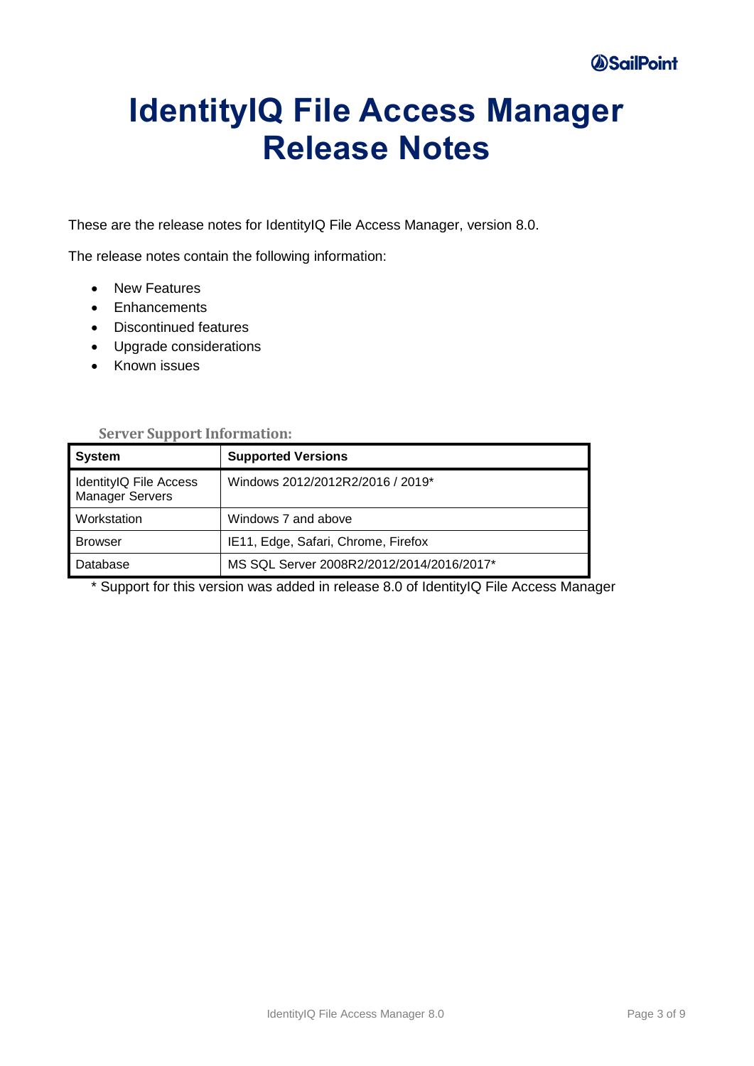# IdentityIQ File Access Manager Release Notes

These are the release notes for IdentityIQ File Access Manager, version 8.0.

The release notes contain the following information:

- New Features
- Enhancements
- Discontinued features
- Upgrade considerations
- Known issues

**Server Support Information:**

| System | Supported Versions |
|---|---|
| IdentityIQ File Access Manager Servers | Windows 2012/2012R2/2016 / 2019* |
| Workstation | Windows 7 and above |
| Browser | IE11, Edge, Safari, Chrome, Firefox |
| Database | MS SQL Server 2008R2/2012/2014/2016/2017* |

* Support for this version was added in release 8.0 of IdentityIQ File Access Manager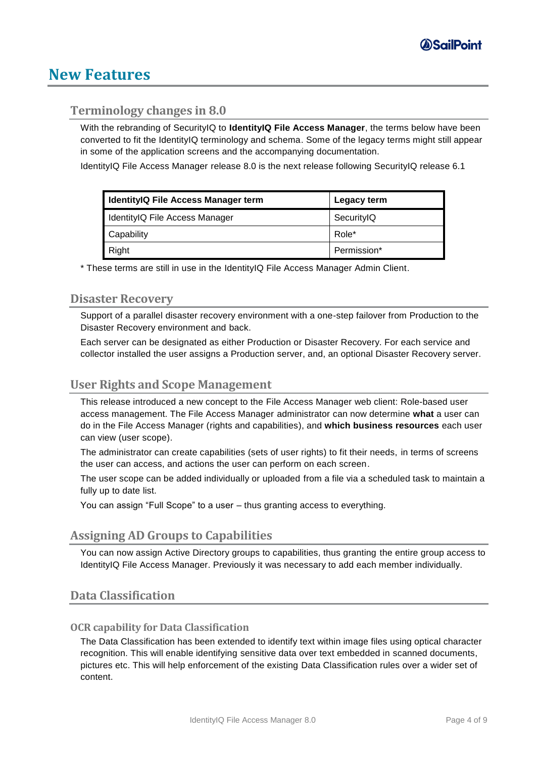# New Features

## Terminology changes in 8.0

With the rebranding of SecurityIQ to **IdentityIQ File Access Manager**, the terms below have been converted to fit the IdentityIQ terminology and schema. Some of the legacy terms might still appear in some of the application screens and the accompanying documentation.

IdentityIQ File Access Manager release 8.0 is the next release following SecurityIQ release 6.1

| IdentityIQ File Access Manager term | Legacy term |
|---|---|
| IdentityIQ File Access Manager | SecurityIQ |
| Capability | Role* |
| Right | Permission* |

\* These terms are still in use in the IdentityIQ File Access Manager Admin Client.

## Disaster Recovery

Support of a parallel disaster recovery environment with a one-step failover from Production to the Disaster Recovery environment and back.

Each server can be designated as either Production or Disaster Recovery. For each service and collector installed the user assigns a Production server, and, an optional Disaster Recovery server.

## User Rights and Scope Management

This release introduced a new concept to the File Access Manager web client: Role-based user access management. The File Access Manager administrator can now determine **what** a user can do in the File Access Manager (rights and capabilities), and **which business resources** each user can view (user scope).

The administrator can create capabilities (sets of user rights) to fit their needs, in terms of screens the user can access, and actions the user can perform on each screen.

The user scope can be added individually or uploaded from a file via a scheduled task to maintain a fully up to date list.

You can assign "Full Scope" to a user – thus granting access to everything.

## Assigning AD Groups to Capabilities

You can now assign Active Directory groups to capabilities, thus granting the entire group access to IdentityIQ File Access Manager. Previously it was necessary to add each member individually.

## Data Classification

### OCR capability for Data Classification

The Data Classification has been extended to identify text within image files using optical character recognition. This will enable identifying sensitive data over text embedded in scanned documents, pictures etc. This will help enforcement of the existing Data Classification rules over a wider set of content.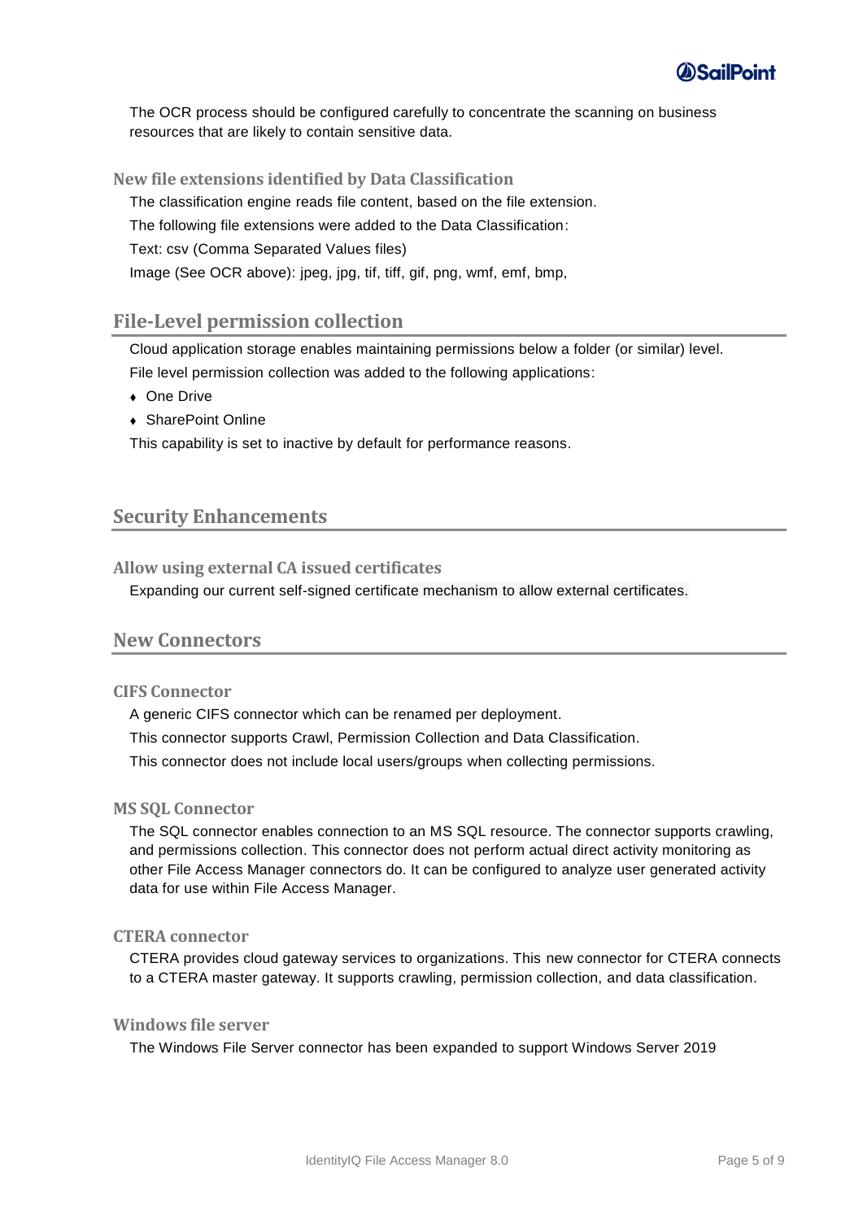The OCR process should be configured carefully to concentrate the scanning on business resources that are likely to contain sensitive data.

### New file extensions identified by Data Classification

The classification engine reads file content, based on the file extension.

The following file extensions were added to the Data Classification:

Text: csv (Comma Separated Values files)

Image (See OCR above): jpeg, jpg, tif, tiff, gif, png, wmf, emf, bmp,

## File-Level permission collection

Cloud application storage enables maintaining permissions below a folder (or similar) level.

File level permission collection was added to the following applications:

- One Drive
- SharePoint Online

This capability is set to inactive by default for performance reasons.

## Security Enhancements

### Allow using external CA issued certificates

Expanding our current self-signed certificate mechanism to allow external certificates.

## New Connectors

### CIFS Connector

A generic CIFS connector which can be renamed per deployment.

This connector supports Crawl, Permission Collection and Data Classification.

This connector does not include local users/groups when collecting permissions.

### MS SQL Connector

The SQL connector enables connection to an MS SQL resource. The connector supports crawling, and permissions collection. This connector does not perform actual direct activity monitoring as other File Access Manager connectors do. It can be configured to analyze user generated activity data for use within File Access Manager.

### CTERA connector

CTERA provides cloud gateway services to organizations. This new connector for CTERA connects to a CTERA master gateway. It supports crawling, permission collection, and data classification.

### Windows file server

The Windows File Server connector has been expanded to support Windows Server 2019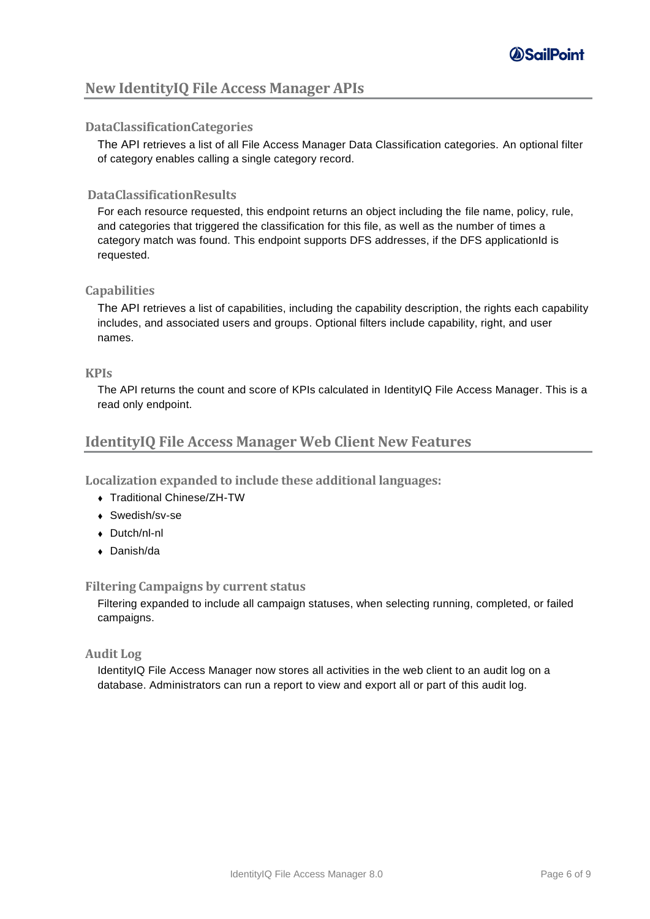## New IdentityIQ File Access Manager APIs

### DataClassificationCategories

The API retrieves a list of all File Access Manager Data Classification categories. An optional filter of category enables calling a single category record.

### DataClassificationResults

For each resource requested, this endpoint returns an object including the file name, policy, rule, and categories that triggered the classification for this file, as well as the number of times a category match was found. This endpoint supports DFS addresses, if the DFS applicationId is requested.

### Capabilities

The API retrieves a list of capabilities, including the capability description, the rights each capability includes, and associated users and groups. Optional filters include capability, right, and user names.

### KPIs

The API returns the count and score of KPIs calculated in IdentityIQ File Access Manager. This is a read only endpoint.

## IdentityIQ File Access Manager Web Client New Features

### Localization expanded to include these additional languages:

- Traditional Chinese/ZH-TW
- Swedish/sv-se
- Dutch/nl-nl
- Danish/da

### Filtering Campaigns by current status

Filtering expanded to include all campaign statuses, when selecting running, completed, or failed campaigns.

### Audit Log

IdentityIQ File Access Manager now stores all activities in the web client to an audit log on a database. Administrators can run a report to view and export all or part of this audit log.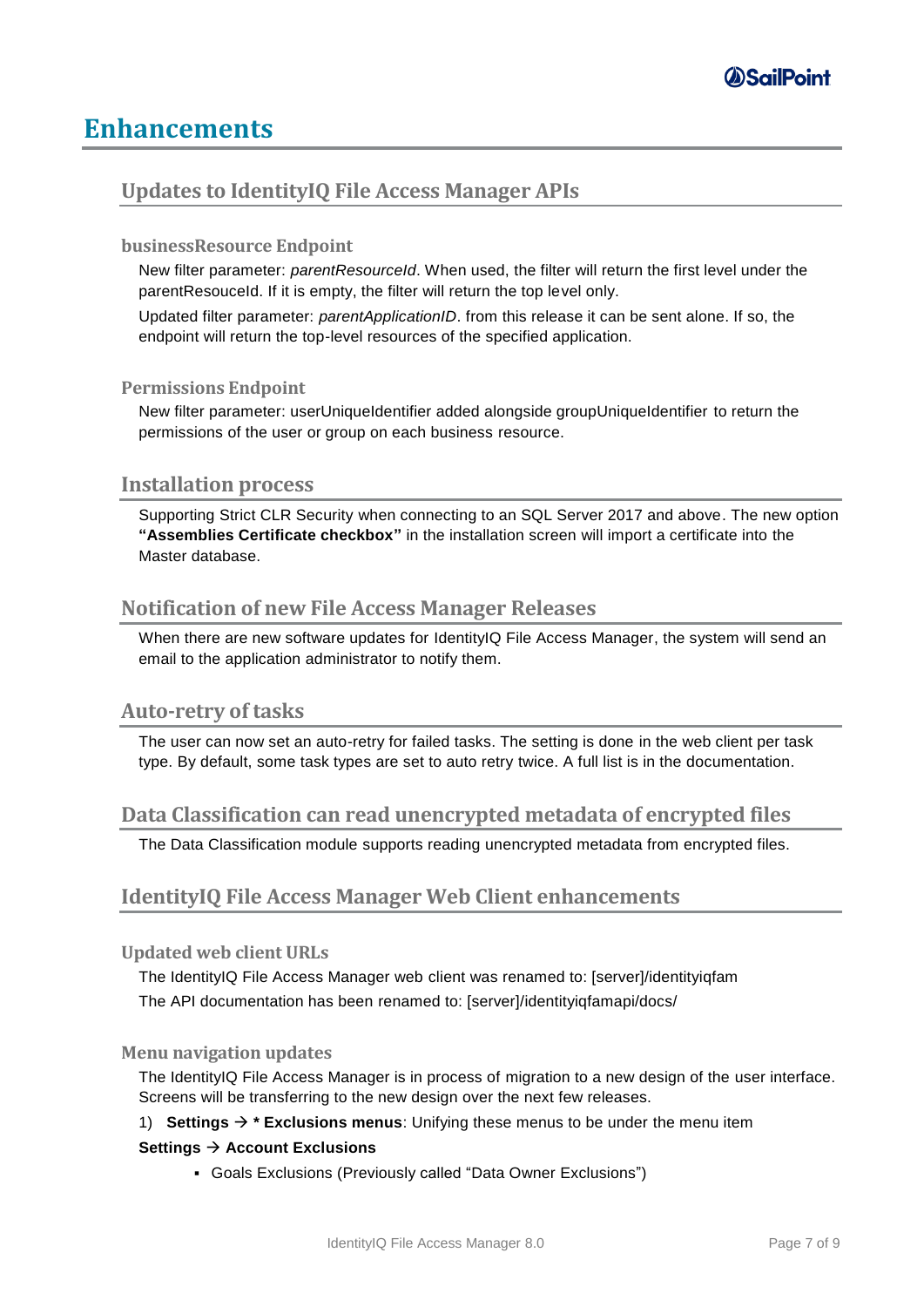# Enhancements

## Updates to IdentityIQ File Access Manager APIs

### businessResource Endpoint

New filter parameter: *parentResourceId*. When used, the filter will return the first level under the parentResouceId. If it is empty, the filter will return the top level only.

Updated filter parameter: *parentApplicationID*. from this release it can be sent alone. If so, the endpoint will return the top-level resources of the specified application.

### Permissions Endpoint

New filter parameter: userUniqueIdentifier added alongside groupUniqueIdentifier to return the permissions of the user or group on each business resource.

## Installation process

Supporting Strict CLR Security when connecting to an SQL Server 2017 and above. The new option **"Assemblies Certificate checkbox"** in the installation screen will import a certificate into the Master database.

## Notification of new File Access Manager Releases

When there are new software updates for IdentityIQ File Access Manager, the system will send an email to the application administrator to notify them.

## Auto-retry of tasks

The user can now set an auto-retry for failed tasks. The setting is done in the web client per task type. By default, some task types are set to auto retry twice. A full list is in the documentation.

## Data Classification can read unencrypted metadata of encrypted files

The Data Classification module supports reading unencrypted metadata from encrypted files.

## IdentityIQ File Access Manager Web Client enhancements

### Updated web client URLs

The IdentityIQ File Access Manager web client was renamed to: [server]/identityiqfam

The API documentation has been renamed to: [server]/identityiqfamapi/docs/

### Menu navigation updates

The IdentityIQ File Access Manager is in process of migration to a new design of the user interface. Screens will be transferring to the new design over the next few releases.

1) **Settings → * Exclusions menus**: Unifying these menus to be under the menu item

**Settings → Account Exclusions**

- Goals Exclusions (Previously called "Data Owner Exclusions")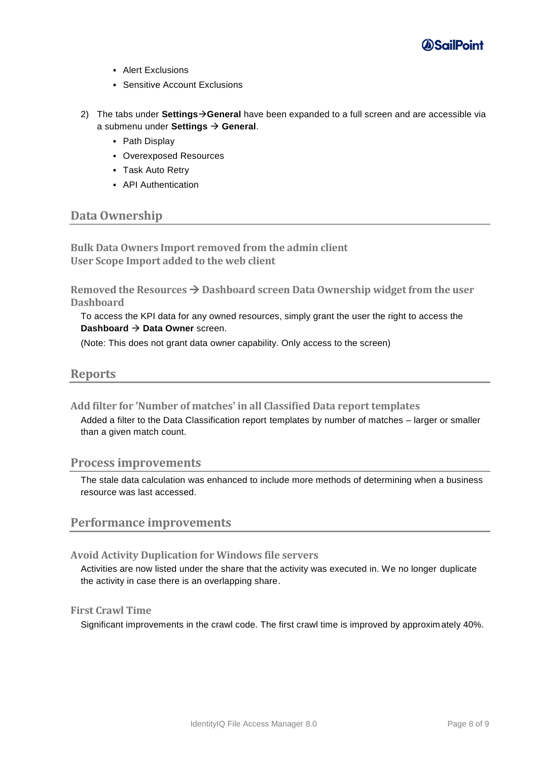- Alert Exclusions
- Sensitive Account Exclusions

2) The tabs under **Settings→General** have been expanded to a full screen and are accessible via a submenu under **Settings → General**.
   - Path Display
   - Overexposed Resources
   - Task Auto Retry
   - API Authentication

## Data Ownership

### Bulk Data Owners Import removed from the admin client
### User Scope Import added to the web client

### Removed the Resources → Dashboard screen Data Ownership widget from the user Dashboard

To access the KPI data for any owned resources, simply grant the user the right to access the **Dashboard → Data Owner** screen.

(Note: This does not grant data owner capability. Only access to the screen)

## Reports

### Add filter for 'Number of matches' in all Classified Data report templates

Added a filter to the Data Classification report templates by number of matches – larger or smaller than a given match count.

## Process improvements

The stale data calculation was enhanced to include more methods of determining when a business resource was last accessed.

## Performance improvements

### Avoid Activity Duplication for Windows file servers

Activities are now listed under the share that the activity was executed in. We no longer duplicate the activity in case there is an overlapping share.

### First Crawl Time

Significant improvements in the crawl code. The first crawl time is improved by approximately 40%.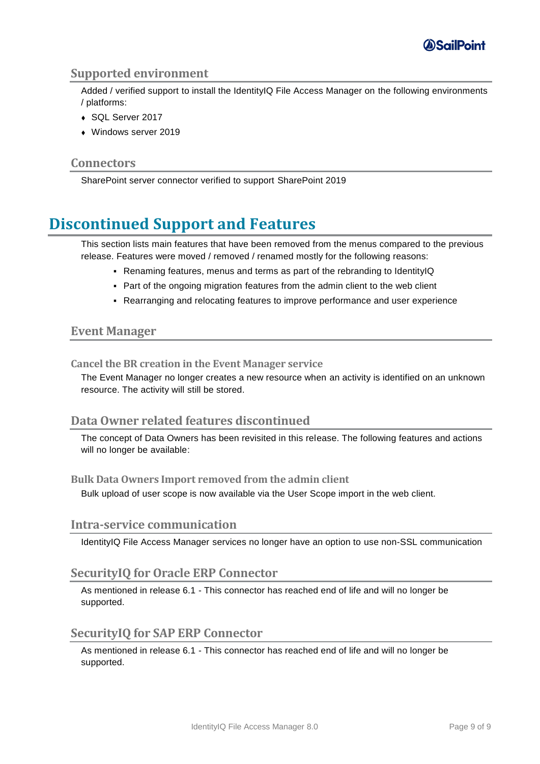## Supported environment

Added / verified support to install the IdentityIQ File Access Manager on the following environments / platforms:

- SQL Server 2017
- Windows server 2019

## Connectors

SharePoint server connector verified to support SharePoint 2019

# Discontinued Support and Features

This section lists main features that have been removed from the menus compared to the previous release. Features were moved / removed / renamed mostly for the following reasons:

- Renaming features, menus and terms as part of the rebranding to IdentityIQ
- Part of the ongoing migration features from the admin client to the web client
- Rearranging and relocating features to improve performance and user experience

## Event Manager

### Cancel the BR creation in the Event Manager service

The Event Manager no longer creates a new resource when an activity is identified on an unknown resource. The activity will still be stored.

## Data Owner related features discontinued

The concept of Data Owners has been revisited in this release. The following features and actions will no longer be available:

### Bulk Data Owners Import removed from the admin client

Bulk upload of user scope is now available via the User Scope import in the web client.

## Intra-service communication

IdentityIQ File Access Manager services no longer have an option to use non-SSL communication

## SecurityIQ for Oracle ERP Connector

As mentioned in release 6.1 - This connector has reached end of life and will no longer be supported.

## SecurityIQ for SAP ERP Connector

As mentioned in release 6.1 - This connector has reached end of life and will no longer be supported.